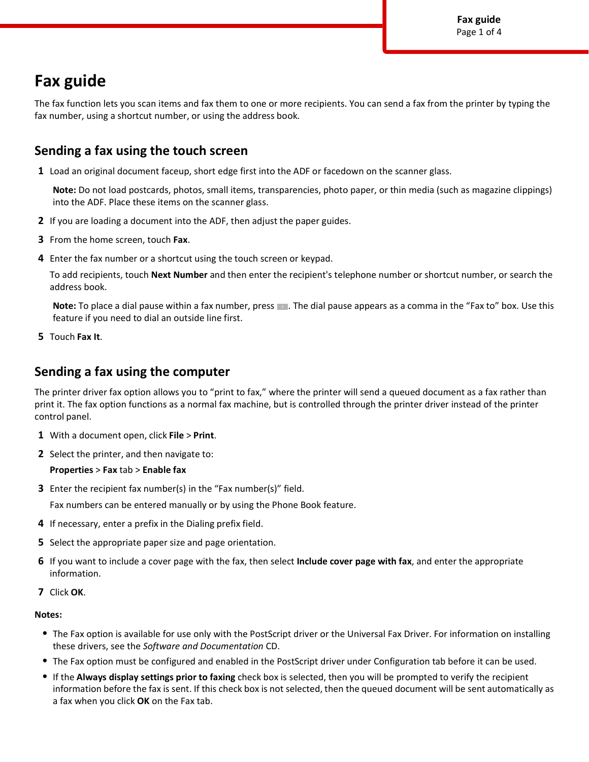# Fax guide

The fax function lets you scan items and fax them to one or more recipients. You can send a fax from the printer by typing the fax number, using a shortcut number, or using the address book.

## Sending a fax using the touch screen

1. Load an original document faceup, short edge first into the ADF or facedown on the scanner glass.

   **Note:** Do not load postcards, photos, small items, transparencies, photo paper, or thin media (such as magazine clippings) into the ADF. Place these items on the scanner glass.

2. If you are loading a document into the ADF, then adjust the paper guides.
3. From the home screen, touch **Fax**.
4. Enter the fax number or a shortcut using the touch screen or keypad.

   To add recipients, touch **Next Number** and then enter the recipient's telephone number or shortcut number, or search the address book.

   **Note:** To place a dial pause within a fax number, press . The dial pause appears as a comma in the “Fax to” box. Use this feature if you need to dial an outside line first.

5. Touch **Fax It**.

## Sending a fax using the computer

The printer driver fax option allows you to “print to fax,” where the printer will send a queued document as a fax rather than print it. The fax option functions as a normal fax machine, but is controlled through the printer driver instead of the printer control panel.

1. With a document open, click **File** > **Print**.
2. Select the printer, and then navigate to:

   **Properties** > **Fax** tab > **Enable fax**

3. Enter the recipient fax number(s) in the “Fax number(s)” field.

   Fax numbers can be entered manually or by using the Phone Book feature.

4. If necessary, enter a prefix in the Dialing prefix field.
5. Select the appropriate paper size and page orientation.
6. If you want to include a cover page with the fax, then select **Include cover page with fax**, and enter the appropriate information.
7. Click **OK**.

**Notes:**

- The Fax option is available for use only with the PostScript driver or the Universal Fax Driver. For information on installing these drivers, see the *Software and Documentation* CD.
- The Fax option must be configured and enabled in the PostScript driver under Configuration tab before it can be used.
- If the **Always display settings prior to faxing** check box is selected, then you will be prompted to verify the recipient information before the fax is sent. If this check box is not selected, then the queued document will be sent automatically as a fax when you click **OK** on the Fax tab.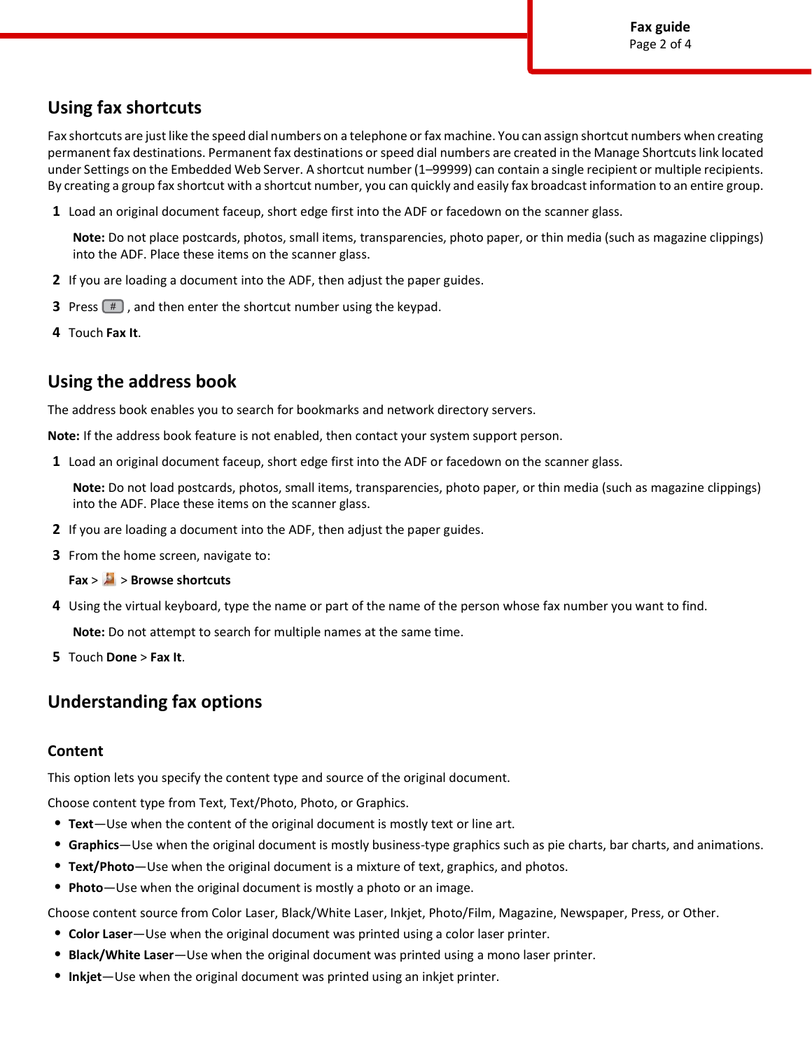## Using fax shortcuts

Fax shortcuts are just like the speed dial numbers on a telephone or fax machine. You can assign shortcut numbers when creating permanent fax destinations. Permanent fax destinations or speed dial numbers are created in the Manage Shortcuts link located under Settings on the Embedded Web Server. A shortcut number (1–99999) can contain a single recipient or multiple recipients. By creating a group fax shortcut with a shortcut number, you can quickly and easily fax broadcast information to an entire group.

1. Load an original document faceup, short edge first into the ADF or facedown on the scanner glass.

   **Note:** Do not place postcards, photos, small items, transparencies, photo paper, or thin media (such as magazine clippings) into the ADF. Place these items on the scanner glass.

2. If you are loading a document into the ADF, then adjust the paper guides.
3. Press #, and then enter the shortcut number using the keypad.
4. Touch **Fax It**.

## Using the address book

The address book enables you to search for bookmarks and network directory servers.

**Note:** If the address book feature is not enabled, then contact your system support person.

1. Load an original document faceup, short edge first into the ADF or facedown on the scanner glass.

   **Note:** Do not load postcards, photos, small items, transparencies, photo paper, or thin media (such as magazine clippings) into the ADF. Place these items on the scanner glass.

2. If you are loading a document into the ADF, then adjust the paper guides.
3. From the home screen, navigate to:

   **Fax** > > **Browse shortcuts**

4. Using the virtual keyboard, type the name or part of the name of the person whose fax number you want to find.

   **Note:** Do not attempt to search for multiple names at the same time.

5. Touch **Done** > **Fax It**.

## Understanding fax options

### Content

This option lets you specify the content type and source of the original document.

Choose content type from Text, Text/Photo, Photo, or Graphics.

- **Text**—Use when the content of the original document is mostly text or line art.
- **Graphics**—Use when the original document is mostly business-type graphics such as pie charts, bar charts, and animations.
- **Text/Photo**—Use when the original document is a mixture of text, graphics, and photos.
- **Photo**—Use when the original document is mostly a photo or an image.

Choose content source from Color Laser, Black/White Laser, Inkjet, Photo/Film, Magazine, Newspaper, Press, or Other.

- **Color Laser**—Use when the original document was printed using a color laser printer.
- **Black/White Laser**—Use when the original document was printed using a mono laser printer.
- **Inkjet**—Use when the original document was printed using an inkjet printer.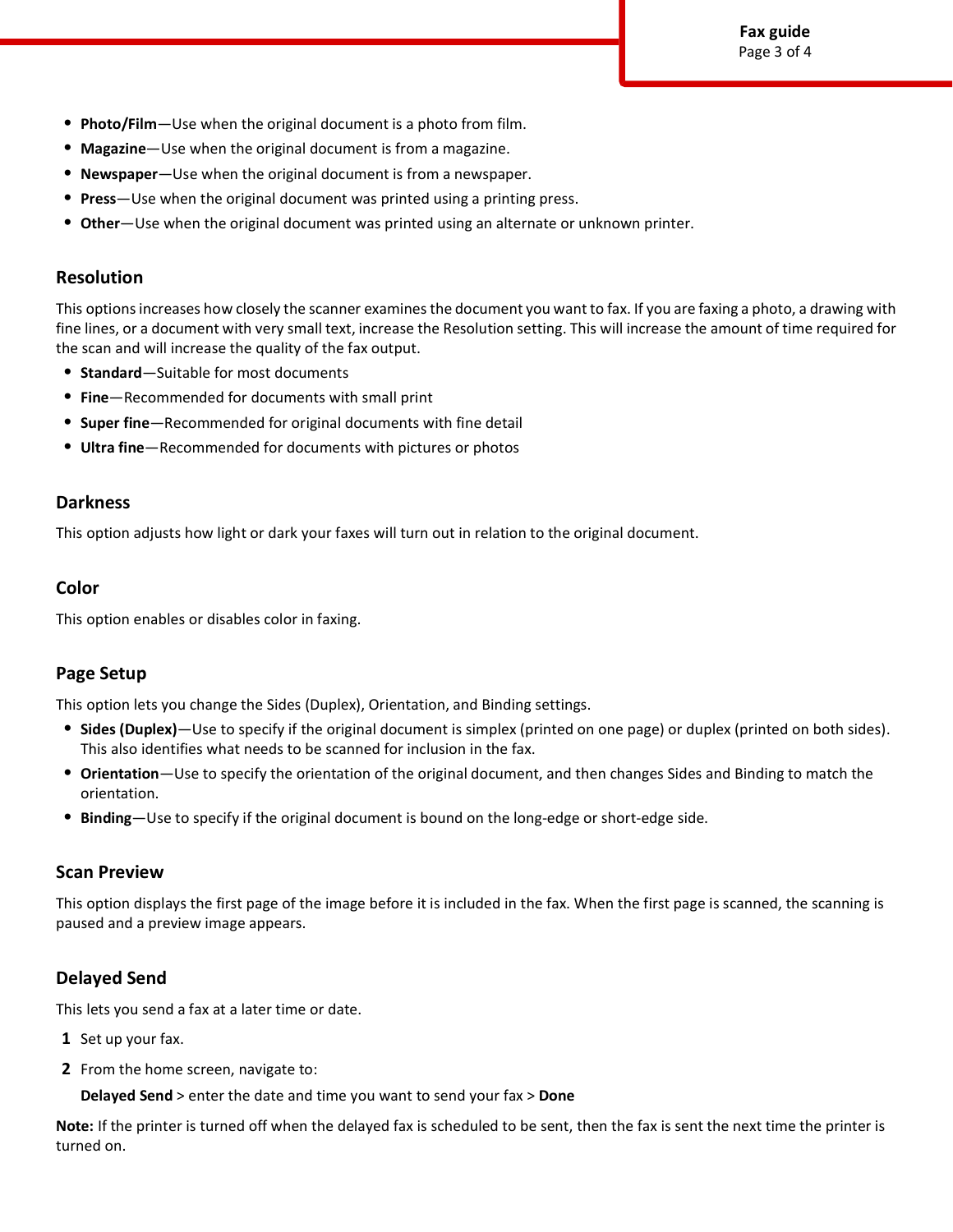- **Photo/Film**—Use when the original document is a photo from film.
- **Magazine**—Use when the original document is from a magazine.
- **Newspaper**—Use when the original document is from a newspaper.
- **Press**—Use when the original document was printed using a printing press.
- **Other**—Use when the original document was printed using an alternate or unknown printer.

## Resolution

This options increases how closely the scanner examines the document you want to fax. If you are faxing a photo, a drawing with fine lines, or a document with very small text, increase the Resolution setting. This will increase the amount of time required for the scan and will increase the quality of the fax output.

- **Standard**—Suitable for most documents
- **Fine**—Recommended for documents with small print
- **Super fine**—Recommended for original documents with fine detail
- **Ultra fine**—Recommended for documents with pictures or photos

## Darkness

This option adjusts how light or dark your faxes will turn out in relation to the original document.

## Color

This option enables or disables color in faxing.

## Page Setup

This option lets you change the Sides (Duplex), Orientation, and Binding settings.

- **Sides (Duplex)**—Use to specify if the original document is simplex (printed on one page) or duplex (printed on both sides). This also identifies what needs to be scanned for inclusion in the fax.
- **Orientation**—Use to specify the orientation of the original document, and then changes Sides and Binding to match the orientation.
- **Binding**—Use to specify if the original document is bound on the long-edge or short-edge side.

## Scan Preview

This option displays the first page of the image before it is included in the fax. When the first page is scanned, the scanning is paused and a preview image appears.

## Delayed Send

This lets you send a fax at a later time or date.

1. Set up your fax.
2. From the home screen, navigate to:

   **Delayed Send** > enter the date and time you want to send your fax > **Done**

**Note:** If the printer is turned off when the delayed fax is scheduled to be sent, then the fax is sent the next time the printer is turned on.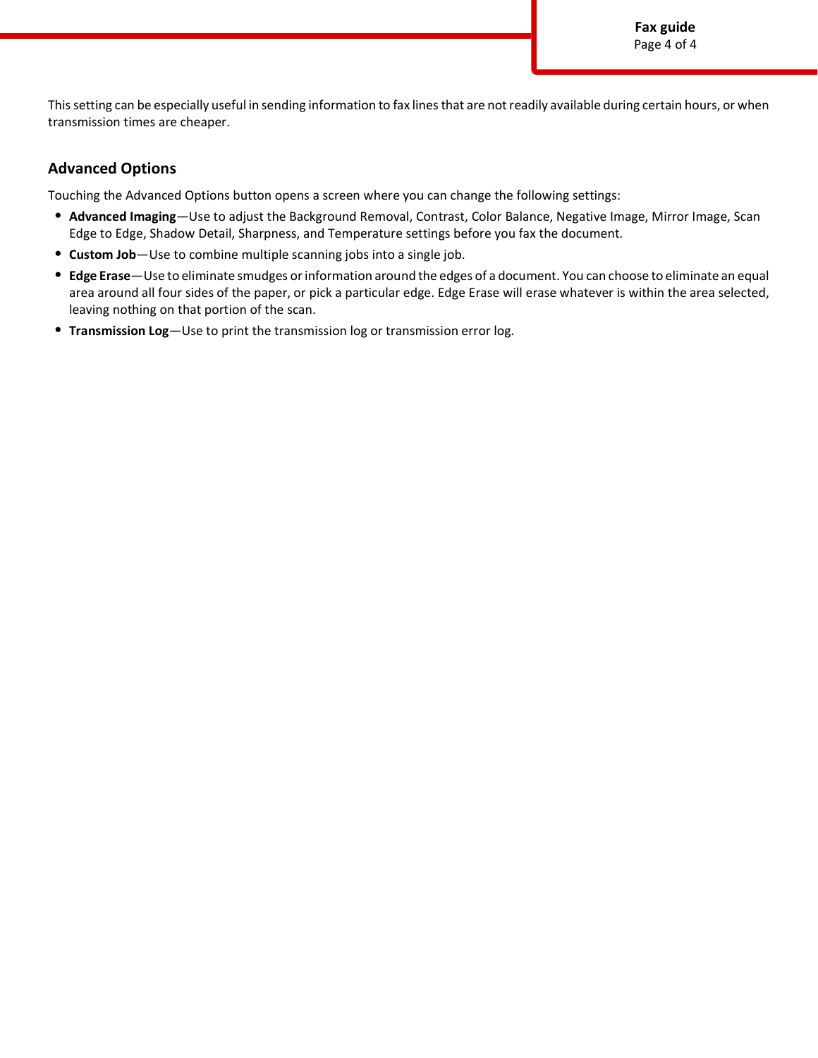This setting can be especially useful in sending information to fax lines that are not readily available during certain hours, or when transmission times are cheaper.

## Advanced Options

Touching the Advanced Options button opens a screen where you can change the following settings:

- **Advanced Imaging**—Use to adjust the Background Removal, Contrast, Color Balance, Negative Image, Mirror Image, Scan Edge to Edge, Shadow Detail, Sharpness, and Temperature settings before you fax the document.
- **Custom Job**—Use to combine multiple scanning jobs into a single job.
- **Edge Erase**—Use to eliminate smudges or information around the edges of a document. You can choose to eliminate an equal area around all four sides of the paper, or pick a particular edge. Edge Erase will erase whatever is within the area selected, leaving nothing on that portion of the scan.
- **Transmission Log**—Use to print the transmission log or transmission error log.